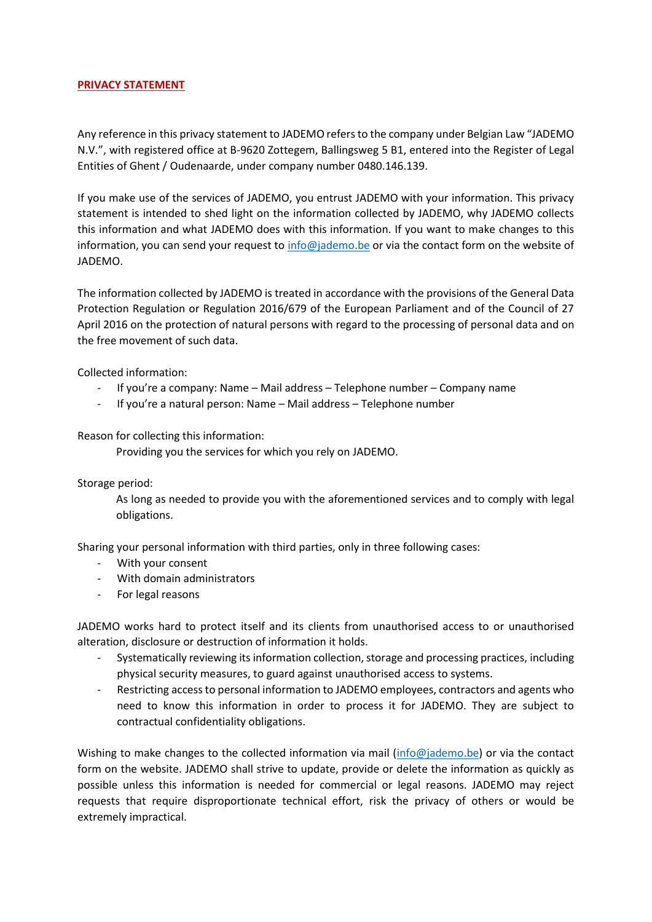# PRIVACY STATEMENT

Any reference in this privacy statement to JADEMO refers to the company under Belgian Law "JADEMO N.V.", with registered office at B-9620 Zottegem, Ballingsweg 5 B1, entered into the Register of Legal Entities of Ghent / Oudenaarde, under company number 0480.146.139.

If you make use of the services of JADEMO, you entrust JADEMO with your information. This privacy statement is intended to shed light on the information collected by JADEMO, why JADEMO collects this information and what JADEMO does with this information. If you want to make changes to this information, you can send your request to info@jademo.be or via the contact form on the website of JADEMO.

The information collected by JADEMO is treated in accordance with the provisions of the General Data Protection Regulation or Regulation 2016/679 of the European Parliament and of the Council of 27 April 2016 on the protection of natural persons with regard to the processing of personal data and on the free movement of such data.

Collected information:

- If you're a company: Name – Mail address – Telephone number – Company name
- If you're a natural person: Name – Mail address – Telephone number

Reason for collecting this information:

Providing you the services for which you rely on JADEMO.

Storage period:

As long as needed to provide you with the aforementioned services and to comply with legal obligations.

Sharing your personal information with third parties, only in three following cases:

- With your consent
- With domain administrators
- For legal reasons

JADEMO works hard to protect itself and its clients from unauthorised access to or unauthorised alteration, disclosure or destruction of information it holds.

- Systematically reviewing its information collection, storage and processing practices, including physical security measures, to guard against unauthorised access to systems.
- Restricting access to personal information to JADEMO employees, contractors and agents who need to know this information in order to process it for JADEMO. They are subject to contractual confidentiality obligations.

Wishing to make changes to the collected information via mail (info@jademo.be) or via the contact form on the website. JADEMO shall strive to update, provide or delete the information as quickly as possible unless this information is needed for commercial or legal reasons. JADEMO may reject requests that require disproportionate technical effort, risk the privacy of others or would be extremely impractical.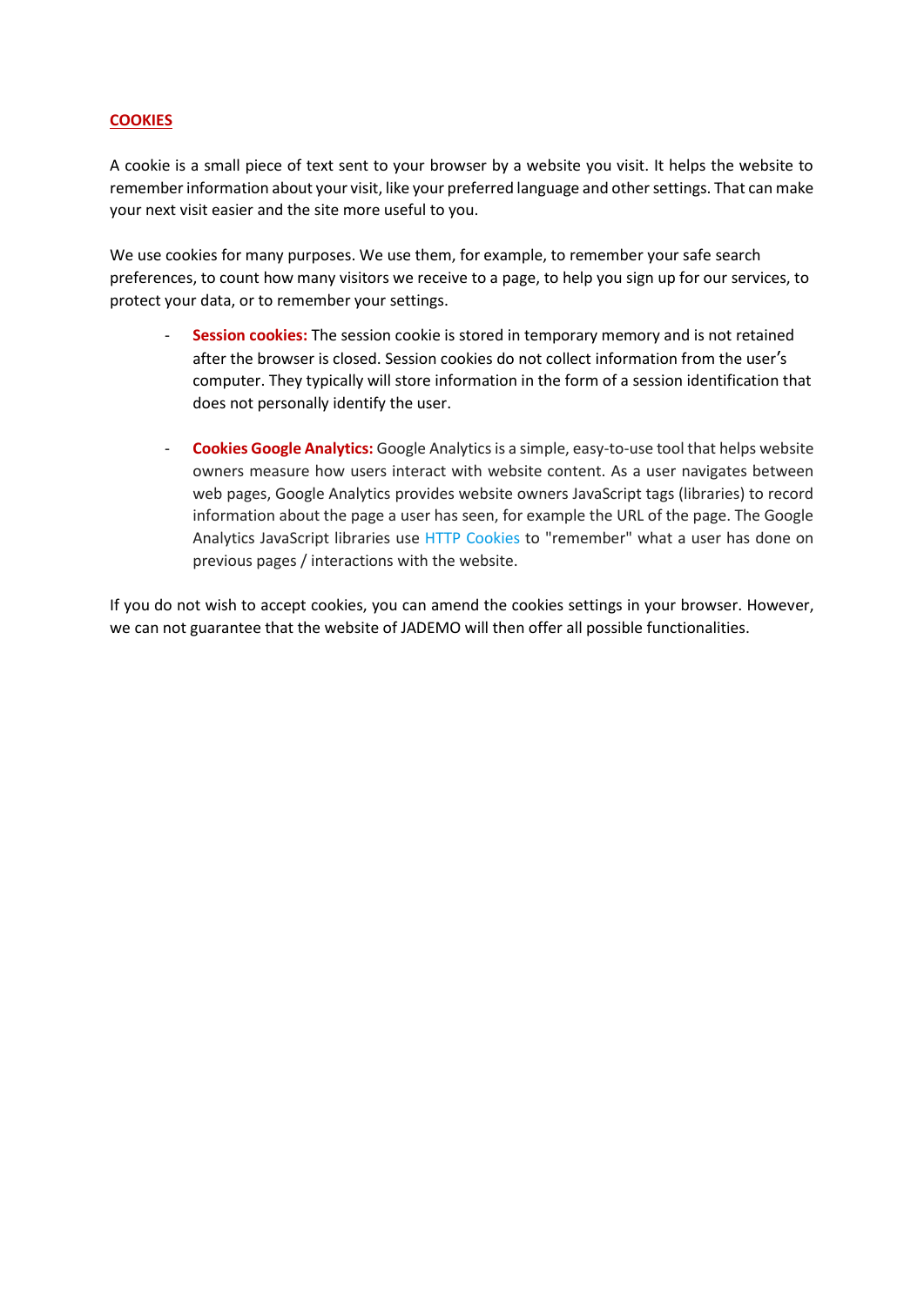**COOKIES**

A cookie is a small piece of text sent to your browser by a website you visit. It helps the website to remember information about your visit, like your preferred language and other settings. That can make your next visit easier and the site more useful to you.

We use cookies for many purposes. We use them, for example, to remember your safe search preferences, to count how many visitors we receive to a page, to help you sign up for our services, to protect your data, or to remember your settings.

- **Session cookies:** The session cookie is stored in temporary memory and is not retained after the browser is closed. Session cookies do not collect information from the user's computer. They typically will store information in the form of a session identification that does not personally identify the user.

- **Cookies Google Analytics:** Google Analytics is a simple, easy-to-use tool that helps website owners measure how users interact with website content. As a user navigates between web pages, Google Analytics provides website owners JavaScript tags (libraries) to record information about the page a user has seen, for example the URL of the page. The Google Analytics JavaScript libraries use HTTP Cookies to "remember" what a user has done on previous pages / interactions with the website.

If you do not wish to accept cookies, you can amend the cookies settings in your browser. However, we can not guarantee that the website of JADEMO will then offer all possible functionalities.